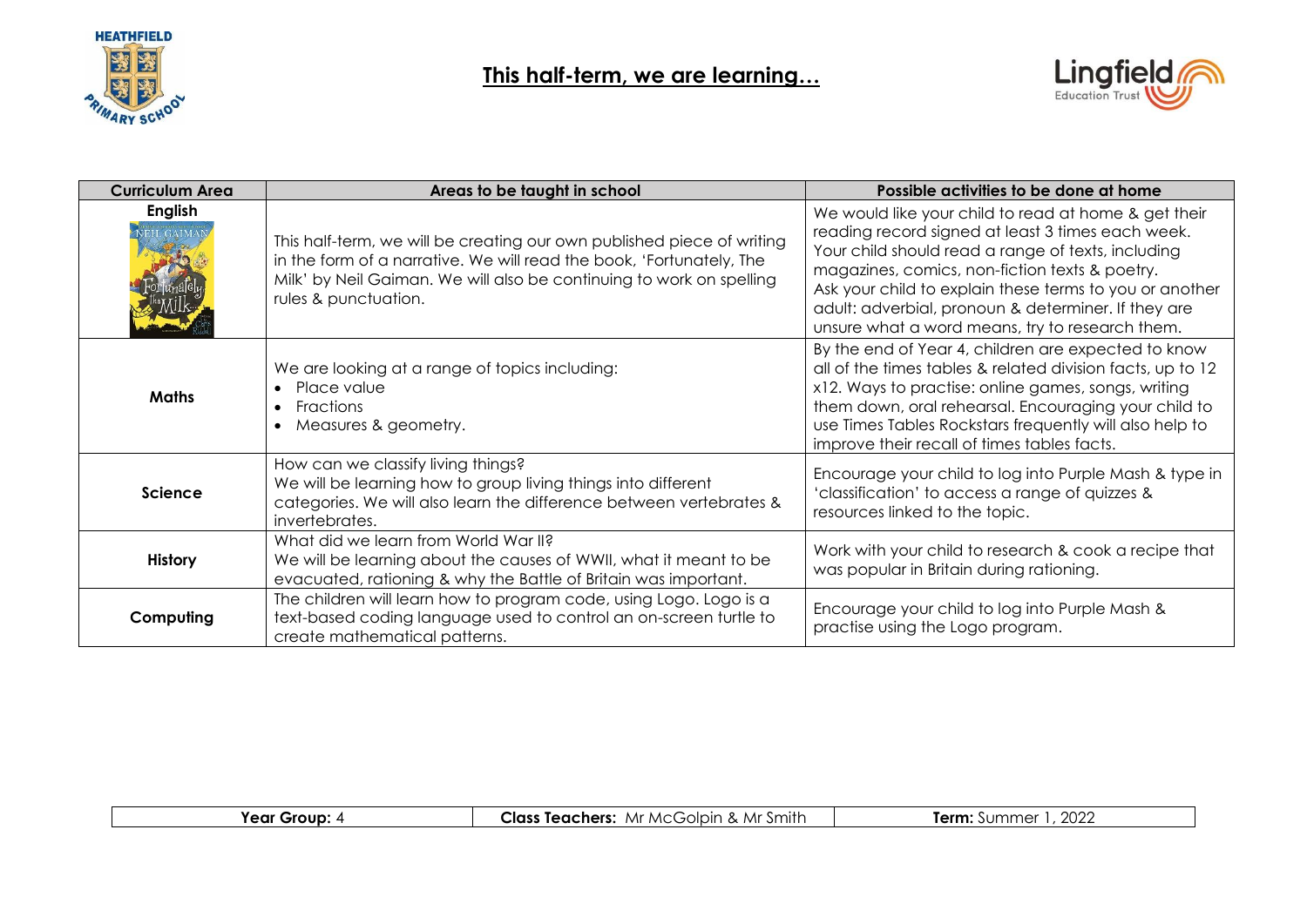# This half-term, we are learning…

| Curriculum Area | Areas to be taught in school | Possible activities to be done at home |
|---|---|---|
| **English** | This half-term, we will be creating our own published piece of writing in the form of a narrative. We will read the book, 'Fortunately, The Milk' by Neil Gaiman. We will also be continuing to work on spelling rules & punctuation. | We would like your child to read at home & get their reading record signed at least 3 times each week. Your child should read a range of texts, including magazines, comics, non-fiction texts & poetry. Ask your child to explain these terms to you or another adult: adverbial, pronoun & determiner. If they are unsure what a word means, try to research them. |
| **Maths** | We are looking at a range of topics including: <br>• Place value <br>• Fractions <br>• Measures & geometry. | By the end of Year 4, children are expected to know all of the times tables & related division facts, up to 12 x12. Ways to practise: online games, songs, writing them down, oral rehearsal. Encouraging your child to use Times Tables Rockstars frequently will also help to improve their recall of times tables facts. |
| **Science** | How can we classify living things? <br>We will be learning how to group living things into different categories. We will also learn the difference between vertebrates & invertebrates. | Encourage your child to log into Purple Mash & type in 'classification' to access a range of quizzes & resources linked to the topic. |
| **History** | What did we learn from World War II? <br>We will be learning about the causes of WWII, what it meant to be evacuated, rationing & why the Battle of Britain was important. | Work with your child to research & cook a recipe that was popular in Britain during rationing. |
| **Computing** | The children will learn how to program code, using Logo. Logo is a text-based coding language used to control an on-screen turtle to create mathematical patterns. | Encourage your child to log into Purple Mash & practise using the Logo program. |

| **Year Group:** 4 | **Class Teachers:** Mr McGolpin & Mr Smith | **Term:** Summer 1, 2022 |
|---|---|---|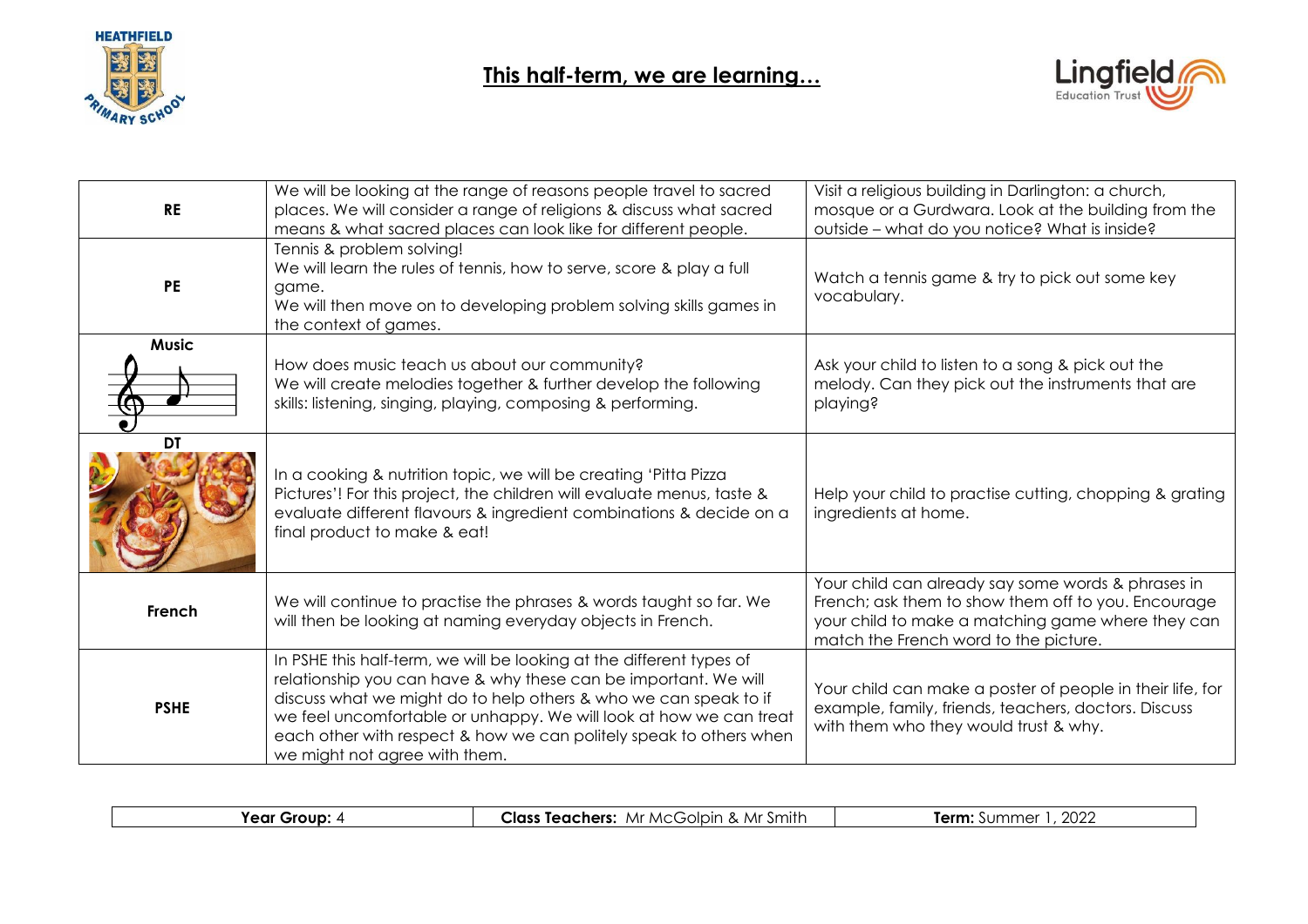## This half-term, we are learning…

| | | |
|---|---|---|
| **RE** | We will be looking at the range of reasons people travel to sacred places. We will consider a range of religions & discuss what sacred means & what sacred places can look like for different people. | Visit a religious building in Darlington: a church, mosque or a Gurdwara. Look at the building from the outside – what do you notice? What is inside? |
| **PE** | Tennis & problem solving!<br>We will learn the rules of tennis, how to serve, score & play a full game.<br>We will then move on to developing problem solving skills games in the context of games. | Watch a tennis game & try to pick out some key vocabulary. |
| **Music** | How does music teach us about our community?<br>We will create melodies together & further develop the following skills: listening, singing, playing, composing & performing. | Ask your child to listen to a song & pick out the melody. Can they pick out the instruments that are playing? |
| **DT** | In a cooking & nutrition topic, we will be creating 'Pitta Pizza Pictures'! For this project, the children will evaluate menus, taste & evaluate different flavours & ingredient combinations & decide on a final product to make & eat! | Help your child to practise cutting, chopping & grating ingredients at home. |
| **French** | We will continue to practise the phrases & words taught so far. We will then be looking at naming everyday objects in French. | Your child can already say some words & phrases in French; ask them to show them off to you. Encourage your child to make a matching game where they can match the French word to the picture. |
| **PSHE** | In PSHE this half-term, we will be looking at the different types of relationship you can have & why these can be important. We will discuss what we might do to help others & who we can speak to if we feel uncomfortable or unhappy. We will look at how we can treat each other with respect & how we can politely speak to others when we might not agree with them. | Your child can make a poster of people in their life, for example, family, friends, teachers, doctors. Discuss with them who they would trust & why. |

| **Year Group:** 4 | **Class Teachers:** Mr McGolpin & Mr Smith | **Term:** Summer 1, 2022 |
|---|---|---|